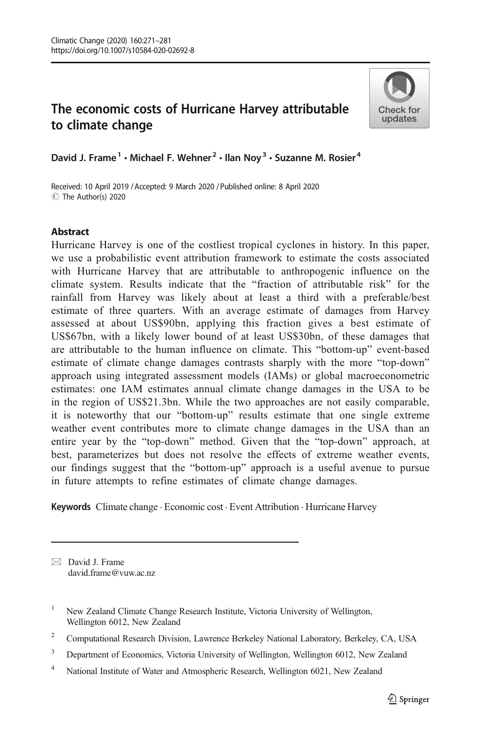# The economic costs of Hurricane Harvey attributable to climate change

David J. Frame[1] · Michael F. Wehner[2] · Ilan Noy[3] · Suzanne M. Rosier[4]

Received: 10 April 2019 / Accepted: 9 March 2020 / Published online: 8 April 2020
© The Author(s) 2020

## Abstract

Hurricane Harvey is one of the costliest tropical cyclones in history. In this paper, we use a probabilistic event attribution framework to estimate the costs associated with Hurricane Harvey that are attributable to anthropogenic influence on the climate system. Results indicate that the "fraction of attributable risk" for the rainfall from Harvey was likely about at least a third with a preferable/best estimate of three quarters. With an average estimate of damages from Harvey assessed at about US$90bn, applying this fraction gives a best estimate of US$67bn, with a likely lower bound of at least US$30bn, of these damages that are attributable to the human influence on climate. This "bottom-up" event-based estimate of climate change damages contrasts sharply with the more "top-down" approach using integrated assessment models (IAMs) or global macroeconometric estimates: one IAM estimates annual climate change damages in the USA to be in the region of US$21.3bn. While the two approaches are not easily comparable, it is noteworthy that our "bottom-up" results estimate that one single extreme weather event contributes more to climate change damages in the USA than an entire year by the "top-down" method. Given that the "top-down" approach, at best, parameterizes but does not resolve the effects of extreme weather events, our findings suggest that the "bottom-up" approach is a useful avenue to pursue in future attempts to refine estimates of climate change damages.

**Keywords** Climate change · Economic cost · Event Attribution · Hurricane Harvey

---

✉ David J. Frame
david.frame@vuw.ac.nz

[1] New Zealand Climate Change Research Institute, Victoria University of Wellington, Wellington 6012, New Zealand

[2] Computational Research Division, Lawrence Berkeley National Laboratory, Berkeley, CA, USA

[3] Department of Economics, Victoria University of Wellington, Wellington 6012, New Zealand

[4] National Institute of Water and Atmospheric Research, Wellington 6021, New Zealand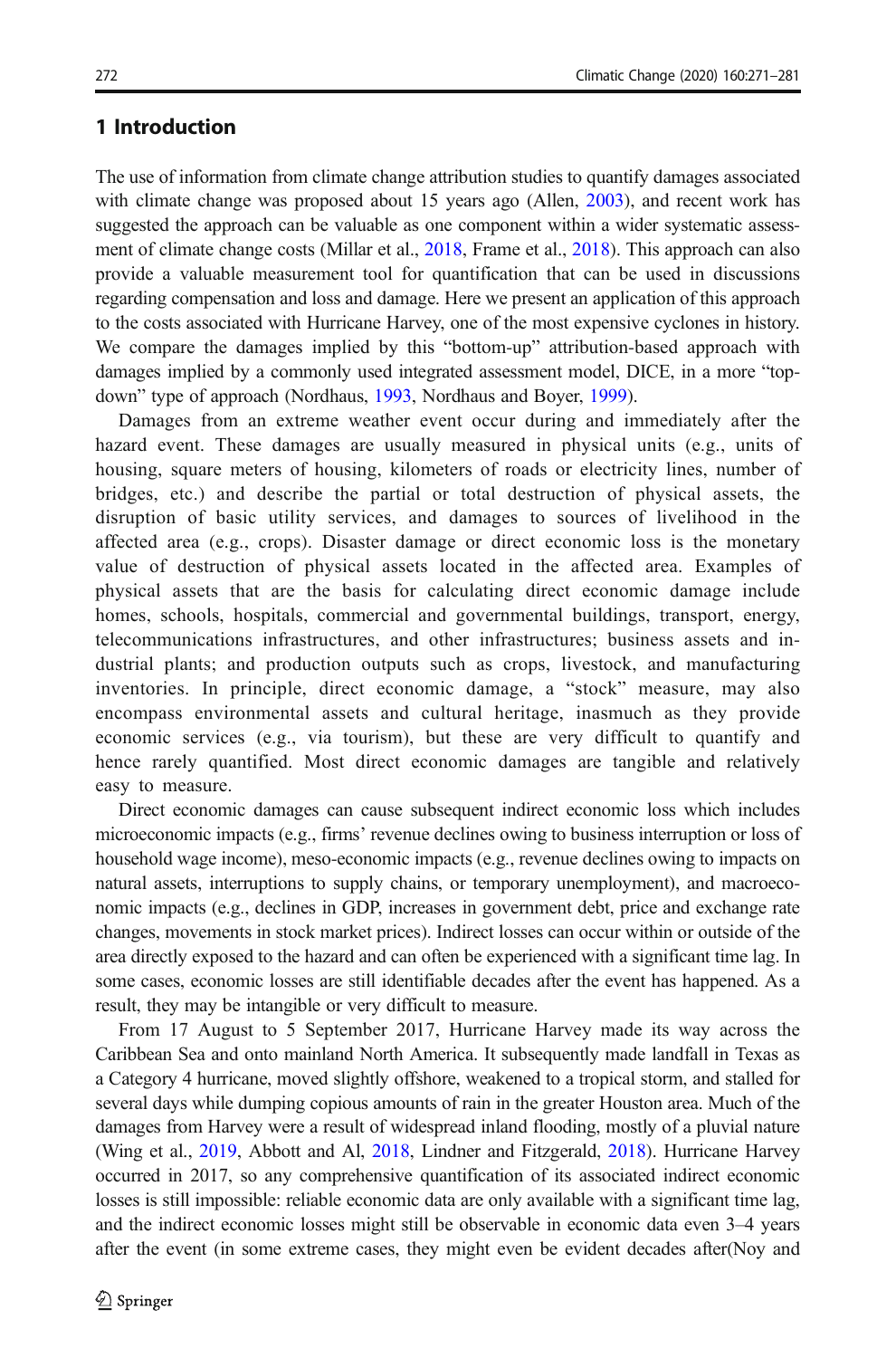## 1 Introduction

The use of information from climate change attribution studies to quantify damages associated with climate change was proposed about 15 years ago (Allen, 2003), and recent work has suggested the approach can be valuable as one component within a wider systematic assessment of climate change costs (Millar et al., 2018, Frame et al., 2018). This approach can also provide a valuable measurement tool for quantification that can be used in discussions regarding compensation and loss and damage. Here we present an application of this approach to the costs associated with Hurricane Harvey, one of the most expensive cyclones in history. We compare the damages implied by this "bottom-up" attribution-based approach with damages implied by a commonly used integrated assessment model, DICE, in a more "top-down" type of approach (Nordhaus, 1993, Nordhaus and Boyer, 1999).

Damages from an extreme weather event occur during and immediately after the hazard event. These damages are usually measured in physical units (e.g., units of housing, square meters of housing, kilometers of roads or electricity lines, number of bridges, etc.) and describe the partial or total destruction of physical assets, the disruption of basic utility services, and damages to sources of livelihood in the affected area (e.g., crops). Disaster damage or direct economic loss is the monetary value of destruction of physical assets located in the affected area. Examples of physical assets that are the basis for calculating direct economic damage include homes, schools, hospitals, commercial and governmental buildings, transport, energy, telecommunications infrastructures, and other infrastructures; business assets and industrial plants; and production outputs such as crops, livestock, and manufacturing inventories. In principle, direct economic damage, a "stock" measure, may also encompass environmental assets and cultural heritage, inasmuch as they provide economic services (e.g., via tourism), but these are very difficult to quantify and hence rarely quantified. Most direct economic damages are tangible and relatively easy to measure.

Direct economic damages can cause subsequent indirect economic loss which includes microeconomic impacts (e.g., firms' revenue declines owing to business interruption or loss of household wage income), meso-economic impacts (e.g., revenue declines owing to impacts on natural assets, interruptions to supply chains, or temporary unemployment), and macroeconomic impacts (e.g., declines in GDP, increases in government debt, price and exchange rate changes, movements in stock market prices). Indirect losses can occur within or outside of the area directly exposed to the hazard and can often be experienced with a significant time lag. In some cases, economic losses are still identifiable decades after the event has happened. As a result, they may be intangible or very difficult to measure.

From 17 August to 5 September 2017, Hurricane Harvey made its way across the Caribbean Sea and onto mainland North America. It subsequently made landfall in Texas as a Category 4 hurricane, moved slightly offshore, weakened to a tropical storm, and stalled for several days while dumping copious amounts of rain in the greater Houston area. Much of the damages from Harvey were a result of widespread inland flooding, mostly of a pluvial nature (Wing et al., 2019, Abbott and Al, 2018, Lindner and Fitzgerald, 2018). Hurricane Harvey occurred in 2017, so any comprehensive quantification of its associated indirect economic losses is still impossible: reliable economic data are only available with a significant time lag, and the indirect economic losses might still be observable in economic data even 3–4 years after the event (in some extreme cases, they might even be evident decades after(Noy and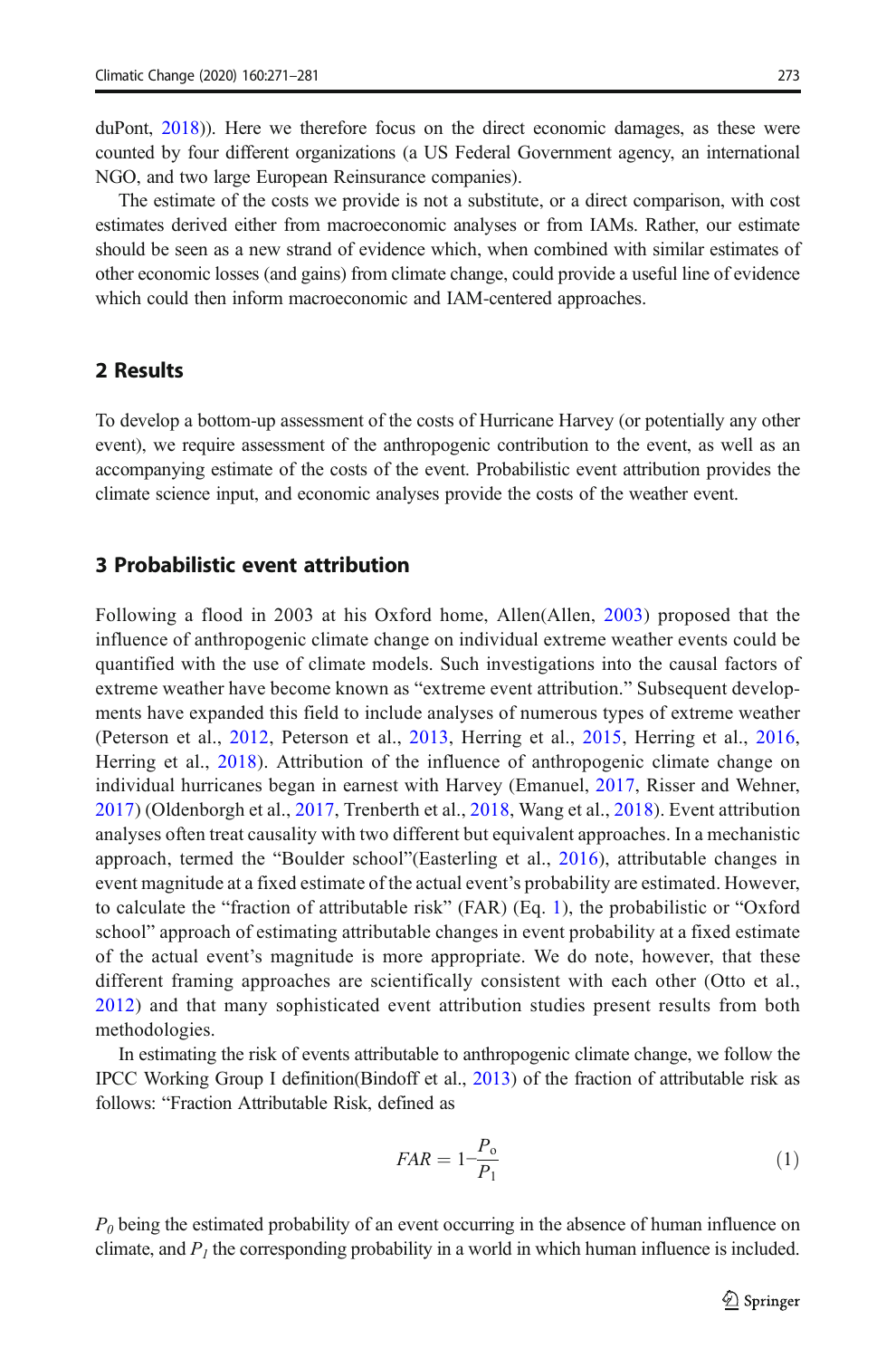duPont, 2018)). Here we therefore focus on the direct economic damages, as these were counted by four different organizations (a US Federal Government agency, an international NGO, and two large European Reinsurance companies).

The estimate of the costs we provide is not a substitute, or a direct comparison, with cost estimates derived either from macroeconomic analyses or from IAMs. Rather, our estimate should be seen as a new strand of evidence which, when combined with similar estimates of other economic losses (and gains) from climate change, could provide a useful line of evidence which could then inform macroeconomic and IAM-centered approaches.

## 2 Results

To develop a bottom-up assessment of the costs of Hurricane Harvey (or potentially any other event), we require assessment of the anthropogenic contribution to the event, as well as an accompanying estimate of the costs of the event. Probabilistic event attribution provides the climate science input, and economic analyses provide the costs of the weather event.

## 3 Probabilistic event attribution

Following a flood in 2003 at his Oxford home, Allen(Allen, 2003) proposed that the influence of anthropogenic climate change on individual extreme weather events could be quantified with the use of climate models. Such investigations into the causal factors of extreme weather have become known as "extreme event attribution." Subsequent developments have expanded this field to include analyses of numerous types of extreme weather (Peterson et al., 2012, Peterson et al., 2013, Herring et al., 2015, Herring et al., 2016, Herring et al., 2018). Attribution of the influence of anthropogenic climate change on individual hurricanes began in earnest with Harvey (Emanuel, 2017, Risser and Wehner, 2017) (Oldenborgh et al., 2017, Trenberth et al., 2018, Wang et al., 2018). Event attribution analyses often treat causality with two different but equivalent approaches. In a mechanistic approach, termed the "Boulder school"(Easterling et al., 2016), attributable changes in event magnitude at a fixed estimate of the actual event's probability are estimated. However, to calculate the "fraction of attributable risk" (FAR) (Eq. 1), the probabilistic or "Oxford school" approach of estimating attributable changes in event probability at a fixed estimate of the actual event's magnitude is more appropriate. We do note, however, that these different framing approaches are scientifically consistent with each other (Otto et al., 2012) and that many sophisticated event attribution studies present results from both methodologies.

In estimating the risk of events attributable to anthropogenic climate change, we follow the IPCC Working Group I definition(Bindoff et al., 2013) of the fraction of attributable risk as follows: "Fraction Attributable Risk, defined as

$$FAR = 1 - \frac{P_o}{P_1} \tag{1}$$

$P_0$ being the estimated probability of an event occurring in the absence of human influence on climate, and $P_1$ the corresponding probability in a world in which human influence is included.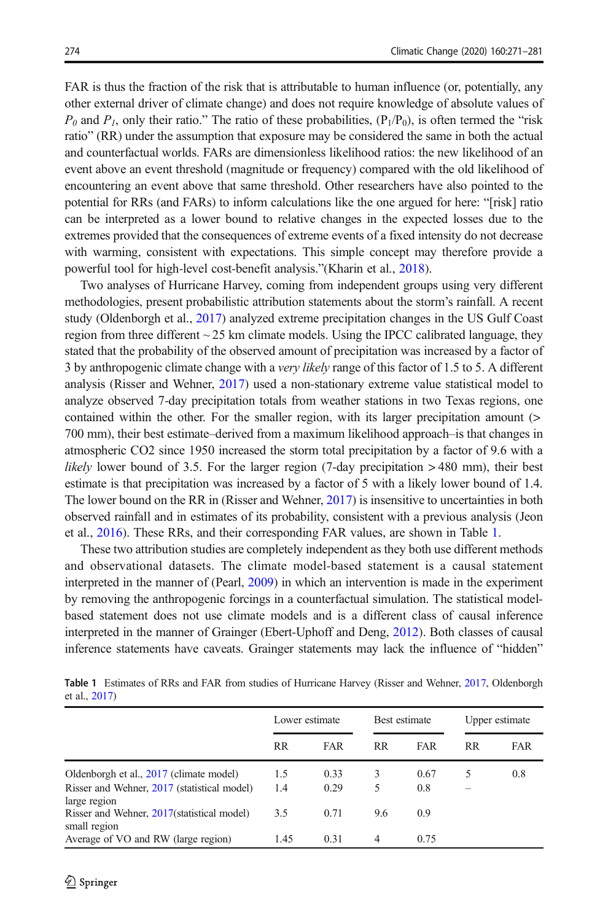FAR is thus the fraction of the risk that is attributable to human influence (or, potentially, any other external driver of climate change) and does not require knowledge of absolute values of $P_0$ and $P_1$, only their ratio." The ratio of these probabilities, ($P_1/P_0$), is often termed the "risk ratio" (RR) under the assumption that exposure may be considered the same in both the actual and counterfactual worlds. FARs are dimensionless likelihood ratios: the new likelihood of an event above an event threshold (magnitude or frequency) compared with the old likelihood of encountering an event above that same threshold. Other researchers have also pointed to the potential for RRs (and FARs) to inform calculations like the one argued for here: "[risk] ratio can be interpreted as a lower bound to relative changes in the expected losses due to the extremes provided that the consequences of extreme events of a fixed intensity do not decrease with warming, consistent with expectations. This simple concept may therefore provide a powerful tool for high-level cost-benefit analysis."(Kharin et al., 2018).

Two analyses of Hurricane Harvey, coming from independent groups using very different methodologies, present probabilistic attribution statements about the storm's rainfall. A recent study (Oldenborgh et al., 2017) analyzed extreme precipitation changes in the US Gulf Coast region from three different ~25 km climate models. Using the IPCC calibrated language, they stated that the probability of the observed amount of precipitation was increased by a factor of 3 by anthropogenic climate change with a *very likely* range of this factor of 1.5 to 5. A different analysis (Risser and Wehner, 2017) used a non-stationary extreme value statistical model to analyze observed 7-day precipitation totals from weather stations in two Texas regions, one contained within the other. For the smaller region, with its larger precipitation amount (> 700 mm), their best estimate–derived from a maximum likelihood approach–is that changes in atmospheric CO2 since 1950 increased the storm total precipitation by a factor of 9.6 with a *likely* lower bound of 3.5. For the larger region (7-day precipitation > 480 mm), their best estimate is that precipitation was increased by a factor of 5 with a likely lower bound of 1.4. The lower bound on the RR in (Risser and Wehner, 2017) is insensitive to uncertainties in both observed rainfall and in estimates of its probability, consistent with a previous analysis (Jeon et al., 2016). These RRs, and their corresponding FAR values, are shown in Table 1.

These two attribution studies are completely independent as they both use different methods and observational datasets. The climate model-based statement is a causal statement interpreted in the manner of (Pearl, 2009) in which an intervention is made in the experiment by removing the anthropogenic forcings in a counterfactual simulation. The statistical model-based statement does not use climate models and is a different class of causal inference interpreted in the manner of Grainger (Ebert-Uphoff and Deng, 2012). Both classes of causal inference statements have caveats. Grainger statements may lack the influence of "hidden"

**Table 1** Estimates of RRs and FAR from studies of Hurricane Harvey (Risser and Wehner, 2017, Oldenborgh et al., 2017)

| | Lower estimate | | Best estimate | | Upper estimate | |
|---|---|---|---|---|---|---|
| | RR | FAR | RR | FAR | RR | FAR |
| Oldenborgh et al., 2017 (climate model) | 1.5 | 0.33 | 3 | 0.67 | 5 | 0.8 |
| Risser and Wehner, 2017 (statistical model) large region | 1.4 | 0.29 | 5 | 0.8 | – | |
| Risser and Wehner, 2017(statistical model) small region | 3.5 | 0.71 | 9.6 | 0.9 | | |
| Average of VO and RW (large region) | 1.45 | 0.31 | 4 | 0.75 | | |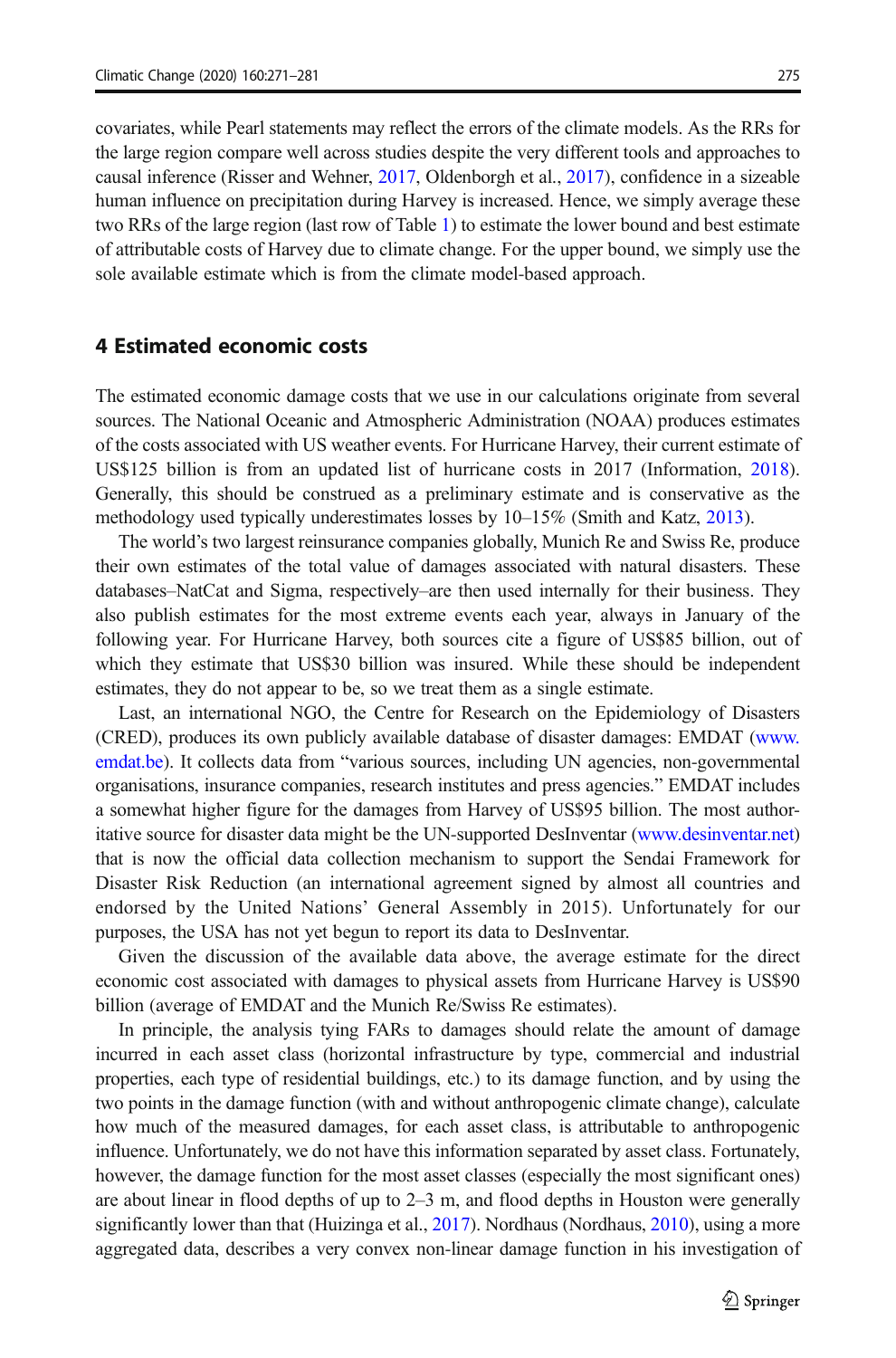covariates, while Pearl statements may reflect the errors of the climate models. As the RRs for the large region compare well across studies despite the very different tools and approaches to causal inference (Risser and Wehner, 2017, Oldenborgh et al., 2017), confidence in a sizeable human influence on precipitation during Harvey is increased. Hence, we simply average these two RRs of the large region (last row of Table 1) to estimate the lower bound and best estimate of attributable costs of Harvey due to climate change. For the upper bound, we simply use the sole available estimate which is from the climate model-based approach.

## 4 Estimated economic costs

The estimated economic damage costs that we use in our calculations originate from several sources. The National Oceanic and Atmospheric Administration (NOAA) produces estimates of the costs associated with US weather events. For Hurricane Harvey, their current estimate of US$125 billion is from an updated list of hurricane costs in 2017 (Information, 2018). Generally, this should be construed as a preliminary estimate and is conservative as the methodology used typically underestimates losses by 10–15% (Smith and Katz, 2013).

The world's two largest reinsurance companies globally, Munich Re and Swiss Re, produce their own estimates of the total value of damages associated with natural disasters. These databases–NatCat and Sigma, respectively–are then used internally for their business. They also publish estimates for the most extreme events each year, always in January of the following year. For Hurricane Harvey, both sources cite a figure of US$85 billion, out of which they estimate that US$30 billion was insured. While these should be independent estimates, they do not appear to be, so we treat them as a single estimate.

Last, an international NGO, the Centre for Research on the Epidemiology of Disasters (CRED), produces its own publicly available database of disaster damages: EMDAT (www.emdat.be). It collects data from "various sources, including UN agencies, non-governmental organisations, insurance companies, research institutes and press agencies." EMDAT includes a somewhat higher figure for the damages from Harvey of US$95 billion. The most authoritative source for disaster data might be the UN-supported DesInventar (www.desinventar.net) that is now the official data collection mechanism to support the Sendai Framework for Disaster Risk Reduction (an international agreement signed by almost all countries and endorsed by the United Nations' General Assembly in 2015). Unfortunately for our purposes, the USA has not yet begun to report its data to DesInventar.

Given the discussion of the available data above, the average estimate for the direct economic cost associated with damages to physical assets from Hurricane Harvey is US$90 billion (average of EMDAT and the Munich Re/Swiss Re estimates).

In principle, the analysis tying FARs to damages should relate the amount of damage incurred in each asset class (horizontal infrastructure by type, commercial and industrial properties, each type of residential buildings, etc.) to its damage function, and by using the two points in the damage function (with and without anthropogenic climate change), calculate how much of the measured damages, for each asset class, is attributable to anthropogenic influence. Unfortunately, we do not have this information separated by asset class. Fortunately, however, the damage function for the most asset classes (especially the most significant ones) are about linear in flood depths of up to 2–3 m, and flood depths in Houston were generally significantly lower than that (Huizinga et al., 2017). Nordhaus (Nordhaus, 2010), using a more aggregated data, describes a very convex non-linear damage function in his investigation of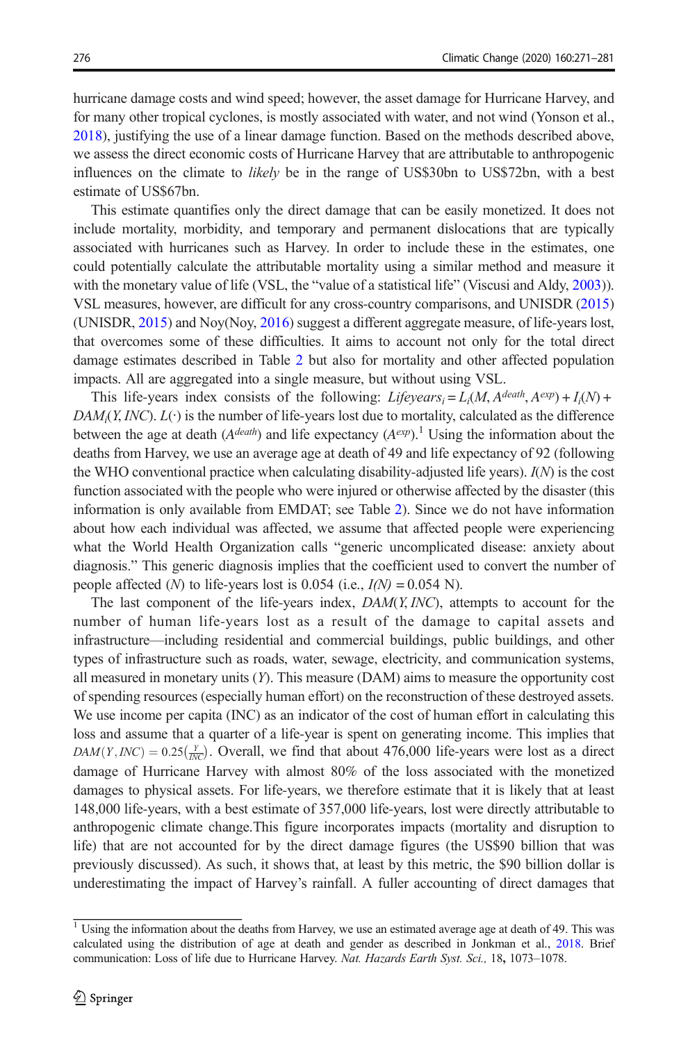hurricane damage costs and wind speed; however, the asset damage for Hurricane Harvey, and for many other tropical cyclones, is mostly associated with water, and not wind (Yonson et al., 2018), justifying the use of a linear damage function. Based on the methods described above, we assess the direct economic costs of Hurricane Harvey that are attributable to anthropogenic influences on the climate to *likely* be in the range of US$30bn to US$72bn, with a best estimate of US$67bn.

This estimate quantifies only the direct damage that can be easily monetized. It does not include mortality, morbidity, and temporary and permanent dislocations that are typically associated with hurricanes such as Harvey. In order to include these in the estimates, one could potentially calculate the attributable mortality using a similar method and measure it with the monetary value of life (VSL, the "value of a statistical life" (Viscusi and Aldy, 2003)). VSL measures, however, are difficult for any cross-country comparisons, and UNISDR (2015) (UNISDR, 2015) and Noy(Noy, 2016) suggest a different aggregate measure, of life-years lost, that overcomes some of these difficulties. It aims to account not only for the total direct damage estimates described in Table 2 but also for mortality and other affected population impacts. All are aggregated into a single measure, but without using VSL.

This life-years index consists of the following: $Lifeyears_i = L_i(M, A^{death}, A^{exp}) + I_i(N) + DAM_i(Y, INC)$. $L(\cdot)$ is the number of life-years lost due to mortality, calculated as the difference between the age at death ($A^{death}$) and life expectancy ($A^{exp}$).[1] Using the information about the deaths from Harvey, we use an average age at death of 49 and life expectancy of 92 (following the WHO conventional practice when calculating disability-adjusted life years). $I(N)$ is the cost function associated with the people who were injured or otherwise affected by the disaster (this information is only available from EMDAT; see Table 2). Since we do not have information about how each individual was affected, we assume that affected people were experiencing what the World Health Organization calls "generic uncomplicated disease: anxiety about diagnosis." This generic diagnosis implies that the coefficient used to convert the number of people affected ($N$) to life-years lost is 0.054 (i.e., $I(N) = 0.054$ N).

The last component of the life-years index, $DAM(Y, INC)$, attempts to account for the number of human life-years lost as a result of the damage to capital assets and infrastructure—including residential and commercial buildings, public buildings, and other types of infrastructure such as roads, water, sewage, electricity, and communication systems, all measured in monetary units ($Y$). This measure (DAM) aims to measure the opportunity cost of spending resources (especially human effort) on the reconstruction of these destroyed assets. We use income per capita (INC) as an indicator of the cost of human effort in calculating this loss and assume that a quarter of a life-year is spent on generating income. This implies that $DAM(Y, INC) = 0.25\left(\frac{Y}{INC}\right)$. Overall, we find that about 476,000 life-years were lost as a direct damage of Hurricane Harvey with almost 80% of the loss associated with the monetized damages to physical assets. For life-years, we therefore estimate that it is likely that at least 148,000 life-years, with a best estimate of 357,000 life-years, lost were directly attributable to anthropogenic climate change.This figure incorporates impacts (mortality and disruption to life) that are not accounted for by the direct damage figures (the US$90 billion that was previously discussed). As such, it shows that, at least by this metric, the $90 billion dollar is underestimating the impact of Harvey's rainfall. A fuller accounting of direct damages that

[1] Using the information about the deaths from Harvey, we use an estimated average age at death of 49. This was calculated using the distribution of age at death and gender as described in Jonkman et al., 2018. Brief communication: Loss of life due to Hurricane Harvey. *Nat. Hazards Earth Syst. Sci.,* 18**,** 1073–1078.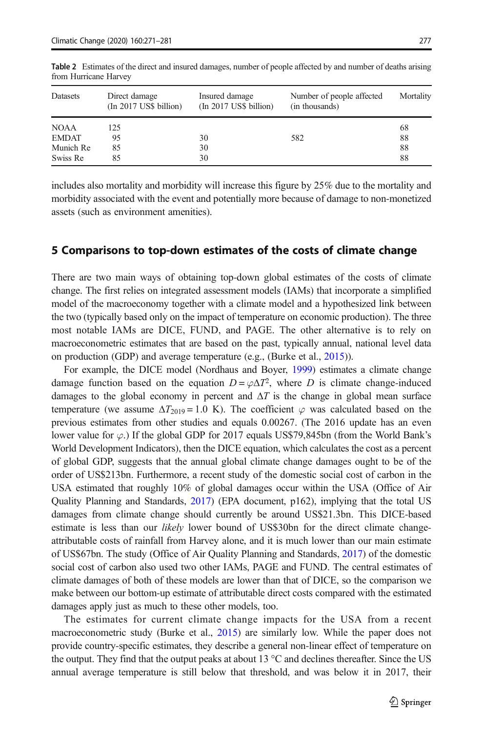**Table 2** Estimates of the direct and insured damages, number of people affected by and number of deaths arising from Hurricane Harvey

| Datasets | Direct damage (In 2017 US$ billion) | Insured damage (In 2017 US$ billion) | Number of people affected (in thousands) | Mortality |
|---|---|---|---|---|
| NOAA | 125 | | | 68 |
| EMDAT | 95 | 30 | 582 | 88 |
| Munich Re | 85 | 30 | | 88 |
| Swiss Re | 85 | 30 | | 88 |

includes also mortality and morbidity will increase this figure by 25% due to the mortality and morbidity associated with the event and potentially more because of damage to non-monetized assets (such as environment amenities).

## 5 Comparisons to top-down estimates of the costs of climate change

There are two main ways of obtaining top-down global estimates of the costs of climate change. The first relies on integrated assessment models (IAMs) that incorporate a simplified model of the macroeconomy together with a climate model and a hypothesized link between the two (typically based only on the impact of temperature on economic production). The three most notable IAMs are DICE, FUND, and PAGE. The other alternative is to rely on macroeconometric estimates that are based on the past, typically annual, national level data on production (GDP) and average temperature (e.g., (Burke et al., 2015)).

For example, the DICE model (Nordhaus and Boyer, 1999) estimates a climate change damage function based on the equation $D = \varphi \Delta T^2$, where $D$ is climate change-induced damages to the global economy in percent and $\Delta T$ is the change in global mean surface temperature (we assume $\Delta T_{2019} = 1.0$ K). The coefficient $\varphi$ was calculated based on the previous estimates from other studies and equals 0.00267. (The 2016 update has an even lower value for $\varphi$.) If the global GDP for 2017 equals US$79,845bn (from the World Bank's World Development Indicators), then the DICE equation, which calculates the cost as a percent of global GDP, suggests that the annual global climate change damages ought to be of the order of US$213bn. Furthermore, a recent study of the domestic social cost of carbon in the USA estimated that roughly 10% of global damages occur within the USA (Office of Air Quality Planning and Standards, 2017) (EPA document, p162), implying that the total US damages from climate change should currently be around US$21.3bn. This DICE-based estimate is less than our *likely* lower bound of US$30bn for the direct climate change-attributable costs of rainfall from Harvey alone, and it is much lower than our main estimate of US$67bn. The study (Office of Air Quality Planning and Standards, 2017) of the domestic social cost of carbon also used two other IAMs, PAGE and FUND. The central estimates of climate damages of both of these models are lower than that of DICE, so the comparison we make between our bottom-up estimate of attributable direct costs compared with the estimated damages apply just as much to these other models, too.

The estimates for current climate change impacts for the USA from a recent macroeconometric study (Burke et al., 2015) are similarly low. While the paper does not provide country-specific estimates, they describe a general non-linear effect of temperature on the output. They find that the output peaks at about 13 °C and declines thereafter. Since the US annual average temperature is still below that threshold, and was below it in 2017, their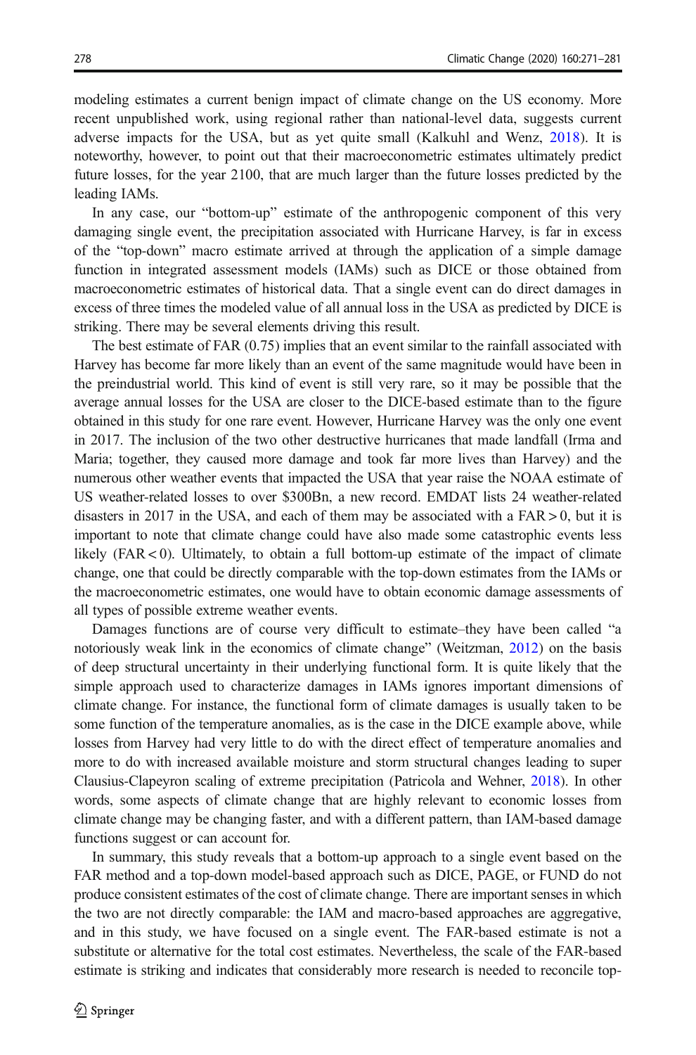modeling estimates a current benign impact of climate change on the US economy. More recent unpublished work, using regional rather than national-level data, suggests current adverse impacts for the USA, but as yet quite small (Kalkuhl and Wenz, 2018). It is noteworthy, however, to point out that their macroeconometric estimates ultimately predict future losses, for the year 2100, that are much larger than the future losses predicted by the leading IAMs.

In any case, our "bottom-up" estimate of the anthropogenic component of this very damaging single event, the precipitation associated with Hurricane Harvey, is far in excess of the "top-down" macro estimate arrived at through the application of a simple damage function in integrated assessment models (IAMs) such as DICE or those obtained from macroeconometric estimates of historical data. That a single event can do direct damages in excess of three times the modeled value of all annual loss in the USA as predicted by DICE is striking. There may be several elements driving this result.

The best estimate of FAR (0.75) implies that an event similar to the rainfall associated with Harvey has become far more likely than an event of the same magnitude would have been in the preindustrial world. This kind of event is still very rare, so it may be possible that the average annual losses for the USA are closer to the DICE-based estimate than to the figure obtained in this study for one rare event. However, Hurricane Harvey was the only one event in 2017. The inclusion of the two other destructive hurricanes that made landfall (Irma and Maria; together, they caused more damage and took far more lives than Harvey) and the numerous other weather events that impacted the USA that year raise the NOAA estimate of US weather-related losses to over \$300Bn, a new record. EMDAT lists 24 weather-related disasters in 2017 in the USA, and each of them may be associated with a $FAR > 0$, but it is important to note that climate change could have also made some catastrophic events less likely ($FAR < 0$). Ultimately, to obtain a full bottom-up estimate of the impact of climate change, one that could be directly comparable with the top-down estimates from the IAMs or the macroeconometric estimates, one would have to obtain economic damage assessments of all types of possible extreme weather events.

Damages functions are of course very difficult to estimate–they have been called "a notoriously weak link in the economics of climate change" (Weitzman, 2012) on the basis of deep structural uncertainty in their underlying functional form. It is quite likely that the simple approach used to characterize damages in IAMs ignores important dimensions of climate change. For instance, the functional form of climate damages is usually taken to be some function of the temperature anomalies, as is the case in the DICE example above, while losses from Harvey had very little to do with the direct effect of temperature anomalies and more to do with increased available moisture and storm structural changes leading to super Clausius-Clapeyron scaling of extreme precipitation (Patricola and Wehner, 2018). In other words, some aspects of climate change that are highly relevant to economic losses from climate change may be changing faster, and with a different pattern, than IAM-based damage functions suggest or can account for.

In summary, this study reveals that a bottom-up approach to a single event based on the FAR method and a top-down model-based approach such as DICE, PAGE, or FUND do not produce consistent estimates of the cost of climate change. There are important senses in which the two are not directly comparable: the IAM and macro-based approaches are aggregative, and in this study, we have focused on a single event. The FAR-based estimate is not a substitute or alternative for the total cost estimates. Nevertheless, the scale of the FAR-based estimate is striking and indicates that considerably more research is needed to reconcile top-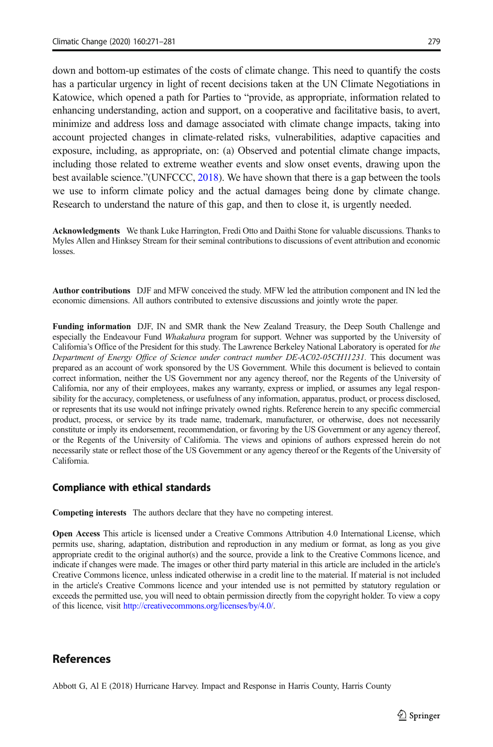down and bottom-up estimates of the costs of climate change. This need to quantify the costs has a particular urgency in light of recent decisions taken at the UN Climate Negotiations in Katowice, which opened a path for Parties to "provide, as appropriate, information related to enhancing understanding, action and support, on a cooperative and facilitative basis, to avert, minimize and address loss and damage associated with climate change impacts, taking into account projected changes in climate-related risks, vulnerabilities, adaptive capacities and exposure, including, as appropriate, on: (a) Observed and potential climate change impacts, including those related to extreme weather events and slow onset events, drawing upon the best available science."(UNFCCC, 2018). We have shown that there is a gap between the tools we use to inform climate policy and the actual damages being done by climate change. Research to understand the nature of this gap, and then to close it, is urgently needed.

**Acknowledgments** We thank Luke Harrington, Fredi Otto and Daithi Stone for valuable discussions. Thanks to Myles Allen and Hinksey Stream for their seminal contributions to discussions of event attribution and economic losses.

**Author contributions** DJF and MFW conceived the study. MFW led the attribution component and IN led the economic dimensions. All authors contributed to extensive discussions and jointly wrote the paper.

**Funding information** DJF, IN and SMR thank the New Zealand Treasury, the Deep South Challenge and especially the Endeavour Fund *Whakahura* program for support. Wehner was supported by the University of California's Office of the President for this study. The Lawrence Berkeley National Laboratory is operated for *the Department of Energy Office of Science under contract number DE-AC02-05CH11231.* This document was prepared as an account of work sponsored by the US Government. While this document is believed to contain correct information, neither the US Government nor any agency thereof, nor the Regents of the University of California, nor any of their employees, makes any warranty, express or implied, or assumes any legal responsibility for the accuracy, completeness, or usefulness of any information, apparatus, product, or process disclosed, or represents that its use would not infringe privately owned rights. Reference herein to any specific commercial product, process, or service by its trade name, trademark, manufacturer, or otherwise, does not necessarily constitute or imply its endorsement, recommendation, or favoring by the US Government or any agency thereof, or the Regents of the University of California. The views and opinions of authors expressed herein do not necessarily state or reflect those of the US Government or any agency thereof or the Regents of the University of California.

## Compliance with ethical standards

**Competing interests** The authors declare that they have no competing interest.

**Open Access** This article is licensed under a Creative Commons Attribution 4.0 International License, which permits use, sharing, adaptation, distribution and reproduction in any medium or format, as long as you give appropriate credit to the original author(s) and the source, provide a link to the Creative Commons licence, and indicate if changes were made. The images or other third party material in this article are included in the article's Creative Commons licence, unless indicated otherwise in a credit line to the material. If material is not included in the article's Creative Commons licence and your intended use is not permitted by statutory regulation or exceeds the permitted use, you will need to obtain permission directly from the copyright holder. To view a copy of this licence, visit http://creativecommons.org/licenses/by/4.0/.

# References

Abbott G, Al E (2018) Hurricane Harvey. Impact and Response in Harris County, Harris County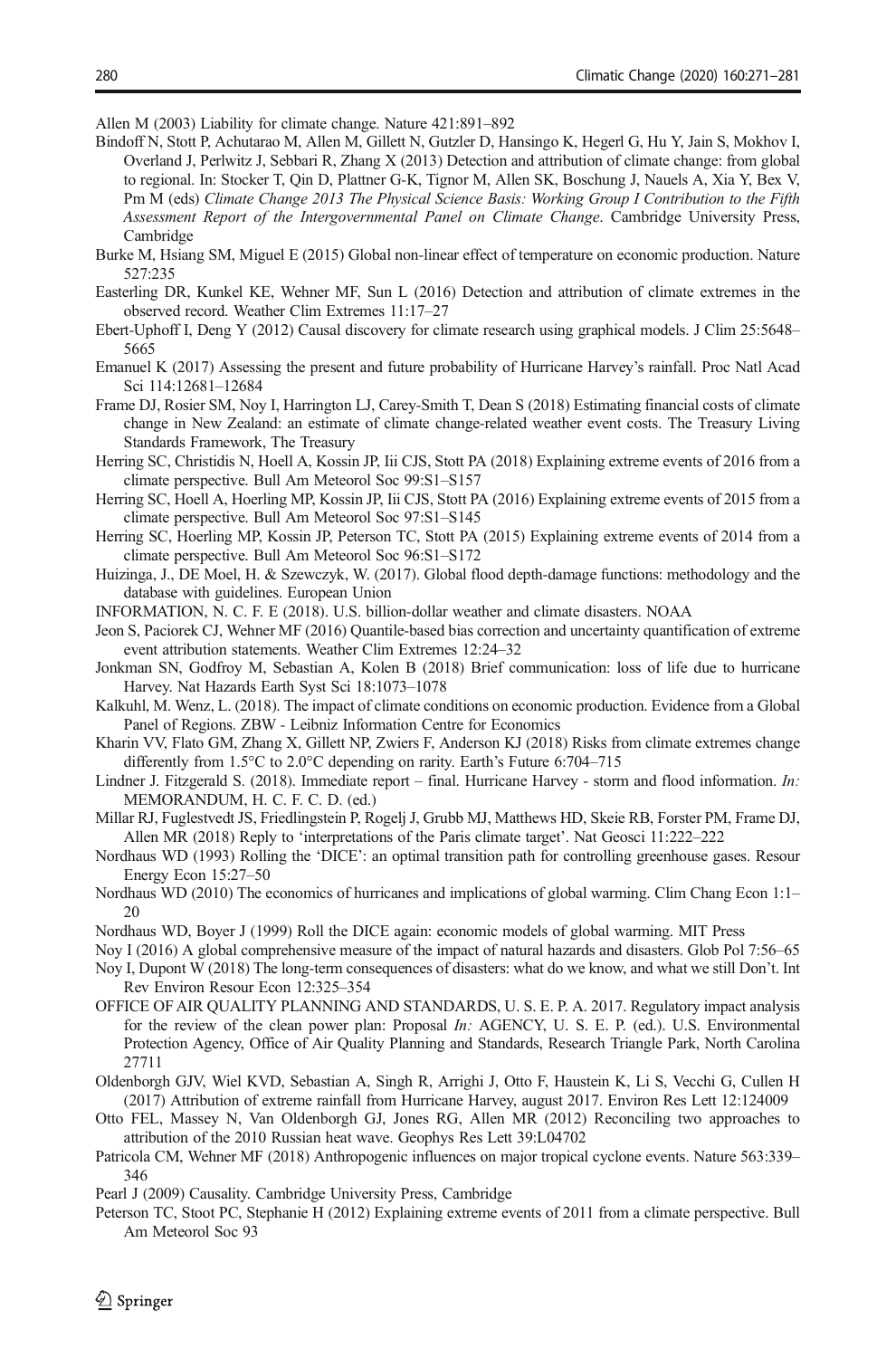Allen M (2003) Liability for climate change. Nature 421:891–892

Bindoff N, Stott P, Achutarao M, Allen M, Gillett N, Gutzler D, Hansingo K, Hegerl G, Hu Y, Jain S, Mokhov I, Overland J, Perlwitz J, Sebbari R, Zhang X (2013) Detection and attribution of climate change: from global to regional. In: Stocker T, Qin D, Plattner G-K, Tignor M, Allen SK, Boschung J, Nauels A, Xia Y, Bex V, Pm M (eds) *Climate Change 2013 The Physical Science Basis: Working Group I Contribution to the Fifth Assessment Report of the Intergovernmental Panel on Climate Change*. Cambridge University Press, Cambridge

Burke M, Hsiang SM, Miguel E (2015) Global non-linear effect of temperature on economic production. Nature 527:235

Easterling DR, Kunkel KE, Wehner MF, Sun L (2016) Detection and attribution of climate extremes in the observed record. Weather Clim Extremes 11:17–27

Ebert-Uphoff I, Deng Y (2012) Causal discovery for climate research using graphical models. J Clim 25:5648–5665

Emanuel K (2017) Assessing the present and future probability of Hurricane Harvey's rainfall. Proc Natl Acad Sci 114:12681–12684

Frame DJ, Rosier SM, Noy I, Harrington LJ, Carey-Smith T, Dean S (2018) Estimating financial costs of climate change in New Zealand: an estimate of climate change-related weather event costs. The Treasury Living Standards Framework, The Treasury

Herring SC, Christidis N, Hoell A, Kossin JP, Iii CJS, Stott PA (2018) Explaining extreme events of 2016 from a climate perspective. Bull Am Meteorol Soc 99:S1–S157

Herring SC, Hoell A, Hoerling MP, Kossin JP, Iii CJS, Stott PA (2016) Explaining extreme events of 2015 from a climate perspective. Bull Am Meteorol Soc 97:S1–S145

Herring SC, Hoerling MP, Kossin JP, Peterson TC, Stott PA (2015) Explaining extreme events of 2014 from a climate perspective. Bull Am Meteorol Soc 96:S1–S172

Huizinga, J., DE Moel, H. & Szewczyk, W. (2017). Global flood depth-damage functions: methodology and the database with guidelines. European Union

INFORMATION, N. C. F. E (2018). U.S. billion-dollar weather and climate disasters. NOAA

Jeon S, Paciorek CJ, Wehner MF (2016) Quantile-based bias correction and uncertainty quantification of extreme event attribution statements. Weather Clim Extremes 12:24–32

Jonkman SN, Godfroy M, Sebastian A, Kolen B (2018) Brief communication: loss of life due to hurricane Harvey. Nat Hazards Earth Syst Sci 18:1073–1078

Kalkuhl, M. Wenz, L. (2018). The impact of climate conditions on economic production. Evidence from a Global Panel of Regions. ZBW - Leibniz Information Centre for Economics

Kharin VV, Flato GM, Zhang X, Gillett NP, Zwiers F, Anderson KJ (2018) Risks from climate extremes change differently from 1.5°C to 2.0°C depending on rarity. Earth's Future 6:704–715

Lindner J. Fitzgerald S. (2018). Immediate report – final. Hurricane Harvey - storm and flood information. *In:* MEMORANDUM, H. C. F. C. D. (ed.)

Millar RJ, Fuglestvedt JS, Friedlingstein P, Rogelj J, Grubb MJ, Matthews HD, Skeie RB, Forster PM, Frame DJ, Allen MR (2018) Reply to 'interpretations of the Paris climate target'. Nat Geosci 11:222–222

Nordhaus WD (1993) Rolling the 'DICE': an optimal transition path for controlling greenhouse gases. Resour Energy Econ 15:27–50

Nordhaus WD (2010) The economics of hurricanes and implications of global warming. Clim Chang Econ 1:1–20

Nordhaus WD, Boyer J (1999) Roll the DICE again: economic models of global warming. MIT Press

Noy I (2016) A global comprehensive measure of the impact of natural hazards and disasters. Glob Pol 7:56–65

Noy I, Dupont W (2018) The long-term consequences of disasters: what do we know, and what we still Don't. Int Rev Environ Resour Econ 12:325–354

OFFICE OF AIR QUALITY PLANNING AND STANDARDS, U. S. E. P. A. 2017. Regulatory impact analysis for the review of the clean power plan: Proposal *In:* AGENCY, U. S. E. P. (ed.). U.S. Environmental Protection Agency, Office of Air Quality Planning and Standards, Research Triangle Park, North Carolina 27711

Oldenborgh GJV, Wiel KVD, Sebastian A, Singh R, Arrighi J, Otto F, Haustein K, Li S, Vecchi G, Cullen H (2017) Attribution of extreme rainfall from Hurricane Harvey, august 2017. Environ Res Lett 12:124009

Otto FEL, Massey N, Van Oldenborgh GJ, Jones RG, Allen MR (2012) Reconciling two approaches to attribution of the 2010 Russian heat wave. Geophys Res Lett 39:L04702

Patricola CM, Wehner MF (2018) Anthropogenic influences on major tropical cyclone events. Nature 563:339–346

Pearl J (2009) Causality. Cambridge University Press, Cambridge

Peterson TC, Stoot PC, Stephanie H (2012) Explaining extreme events of 2011 from a climate perspective. Bull Am Meteorol Soc 93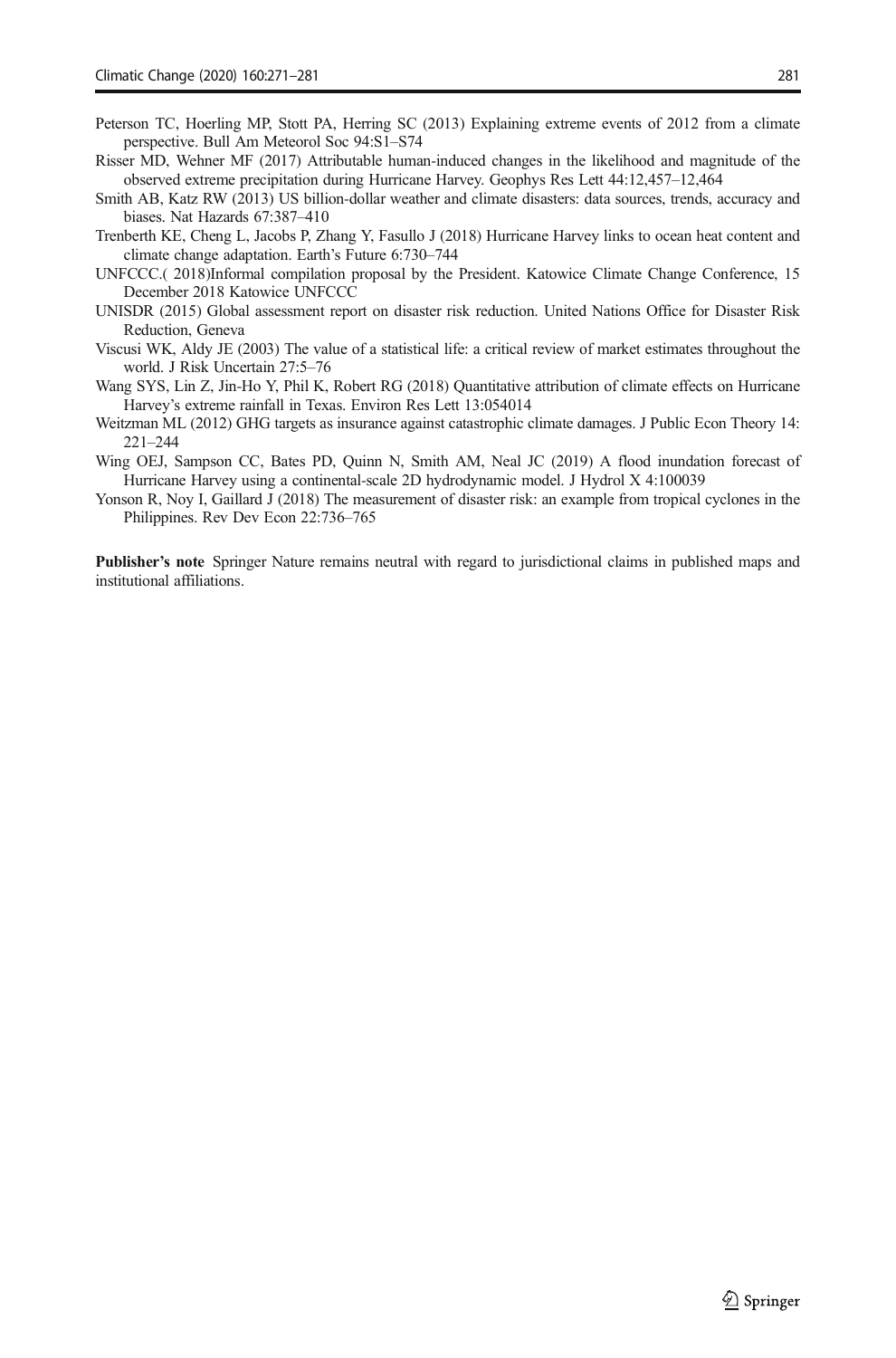Peterson TC, Hoerling MP, Stott PA, Herring SC (2013) Explaining extreme events of 2012 from a climate perspective. Bull Am Meteorol Soc 94:S1–S74

Risser MD, Wehner MF (2017) Attributable human-induced changes in the likelihood and magnitude of the observed extreme precipitation during Hurricane Harvey. Geophys Res Lett 44:12,457–12,464

Smith AB, Katz RW (2013) US billion-dollar weather and climate disasters: data sources, trends, accuracy and biases. Nat Hazards 67:387–410

Trenberth KE, Cheng L, Jacobs P, Zhang Y, Fasullo J (2018) Hurricane Harvey links to ocean heat content and climate change adaptation. Earth's Future 6:730–744

UNFCCC.( 2018)Informal compilation proposal by the President. Katowice Climate Change Conference, 15 December 2018 Katowice UNFCCC

UNISDR (2015) Global assessment report on disaster risk reduction. United Nations Office for Disaster Risk Reduction, Geneva

Viscusi WK, Aldy JE (2003) The value of a statistical life: a critical review of market estimates throughout the world. J Risk Uncertain 27:5–76

Wang SYS, Lin Z, Jin-Ho Y, Phil K, Robert RG (2018) Quantitative attribution of climate effects on Hurricane Harvey's extreme rainfall in Texas. Environ Res Lett 13:054014

Weitzman ML (2012) GHG targets as insurance against catastrophic climate damages. J Public Econ Theory 14: 221–244

Wing OEJ, Sampson CC, Bates PD, Quinn N, Smith AM, Neal JC (2019) A flood inundation forecast of Hurricane Harvey using a continental-scale 2D hydrodynamic model. J Hydrol X 4:100039

Yonson R, Noy I, Gaillard J (2018) The measurement of disaster risk: an example from tropical cyclones in the Philippines. Rev Dev Econ 22:736–765

**Publisher's note** Springer Nature remains neutral with regard to jurisdictional claims in published maps and institutional affiliations.